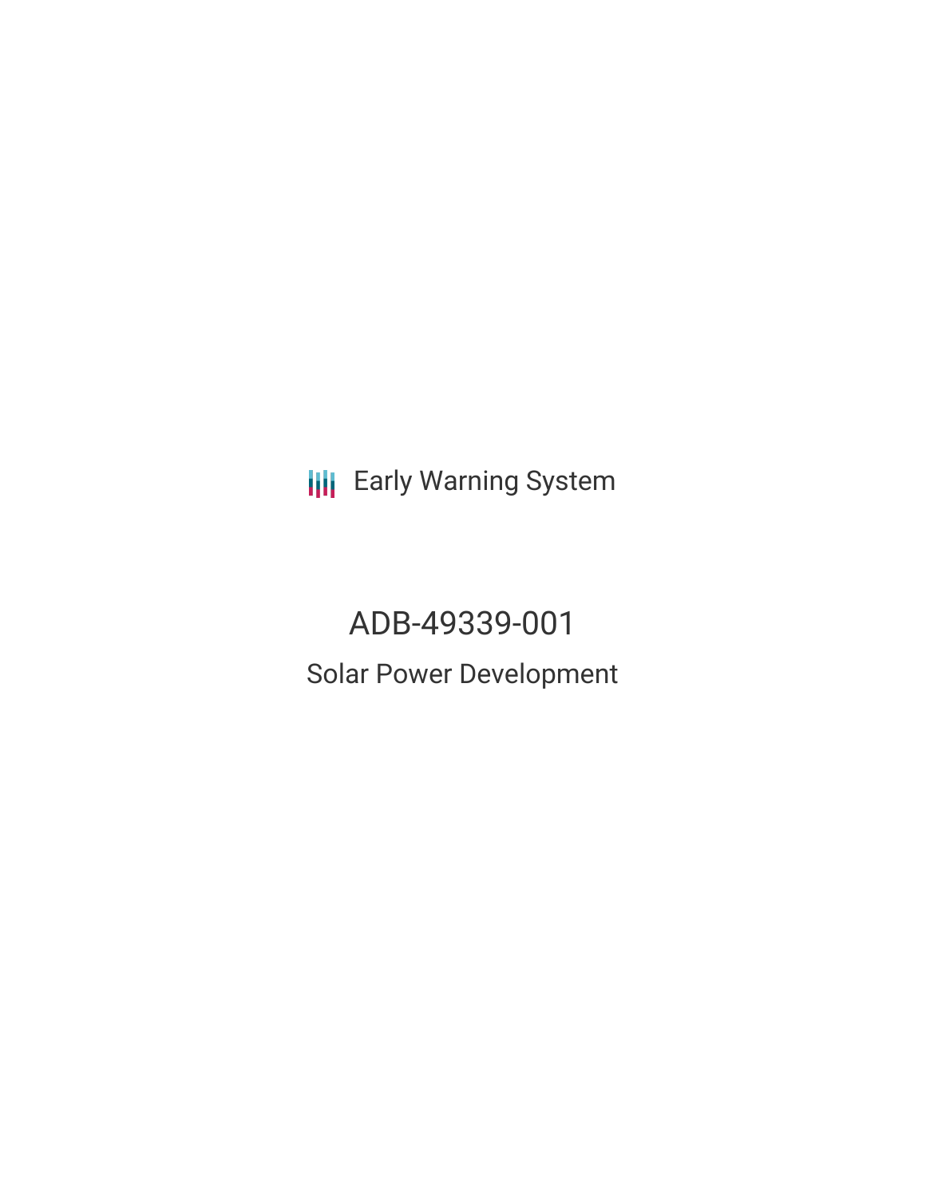Early Warning System

# ADB-49339-001

## Solar Power Development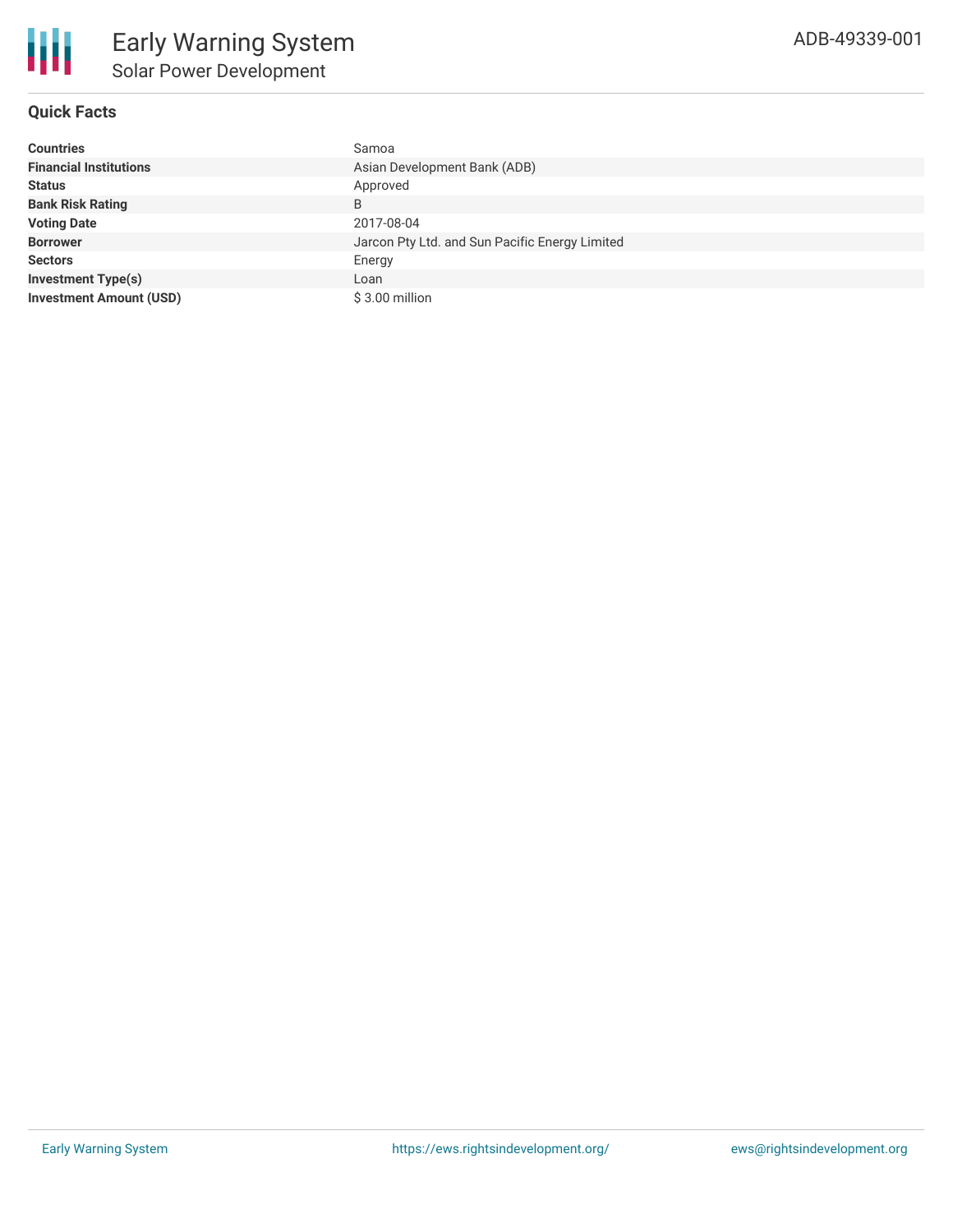# Early Warning System

## Solar Power Development

ADB-49339-001

### Quick Facts

| | |
|---|---|
| **Countries** | Samoa |
| **Financial Institutions** | Asian Development Bank (ADB) |
| **Status** | Approved |
| **Bank Risk Rating** | B |
| **Voting Date** | 2017-08-04 |
| **Borrower** | Jarcon Pty Ltd. and Sun Pacific Energy Limited |
| **Sectors** | Energy |
| **Investment Type(s)** | Loan |
| **Investment Amount (USD)** | $ 3.00 million |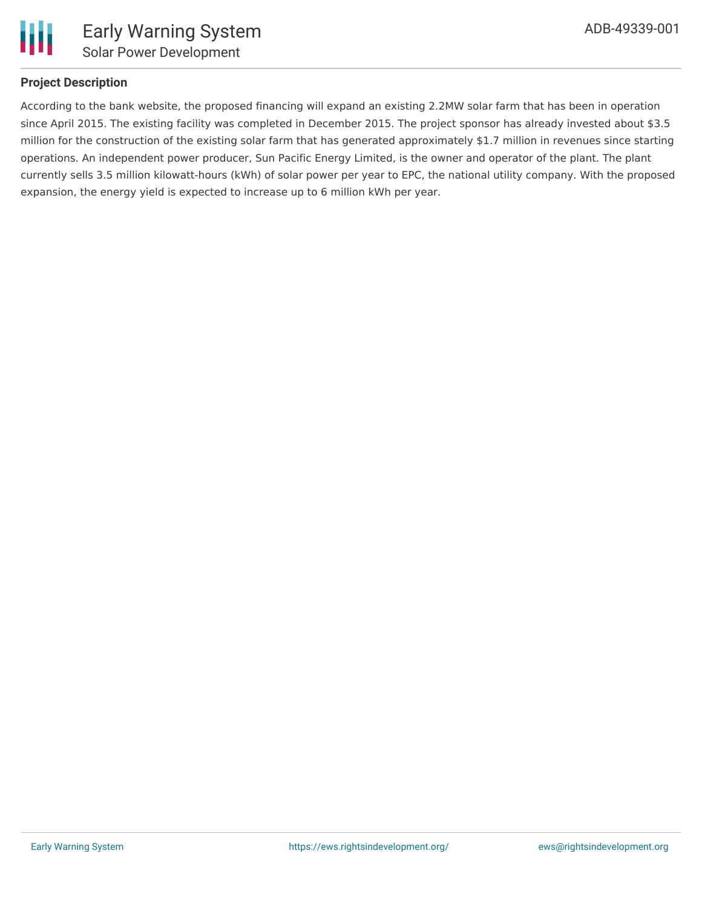## Project Description

According to the bank website, the proposed financing will expand an existing 2.2MW solar farm that has been in operation since April 2015. The existing facility was completed in December 2015. The project sponsor has already invested about $3.5 million for the construction of the existing solar farm that has generated approximately $1.7 million in revenues since starting operations. An independent power producer, Sun Pacific Energy Limited, is the owner and operator of the plant. The plant currently sells 3.5 million kilowatt-hours (kWh) of solar power per year to EPC, the national utility company. With the proposed expansion, the energy yield is expected to increase up to 6 million kWh per year.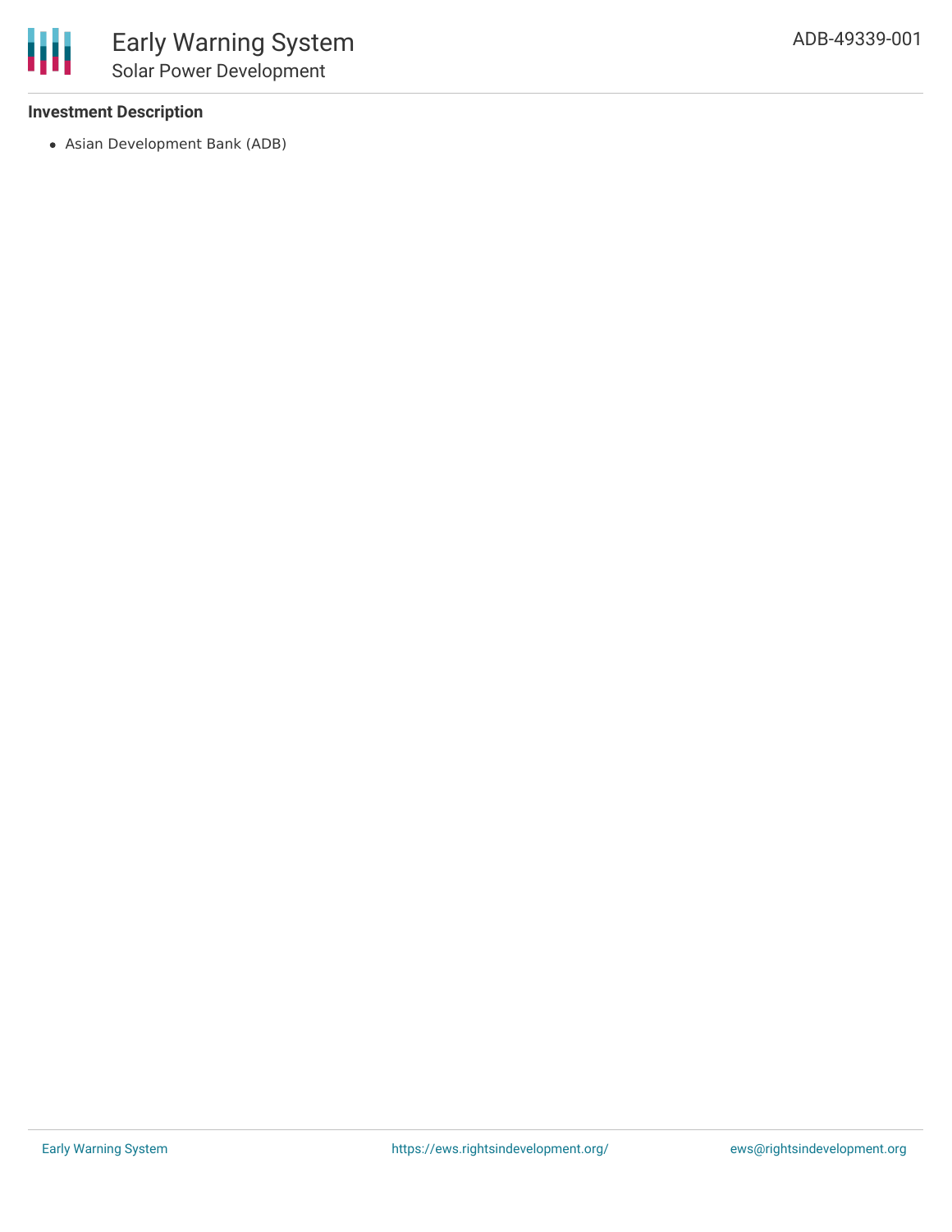### Investment Description

- Asian Development Bank (ADB)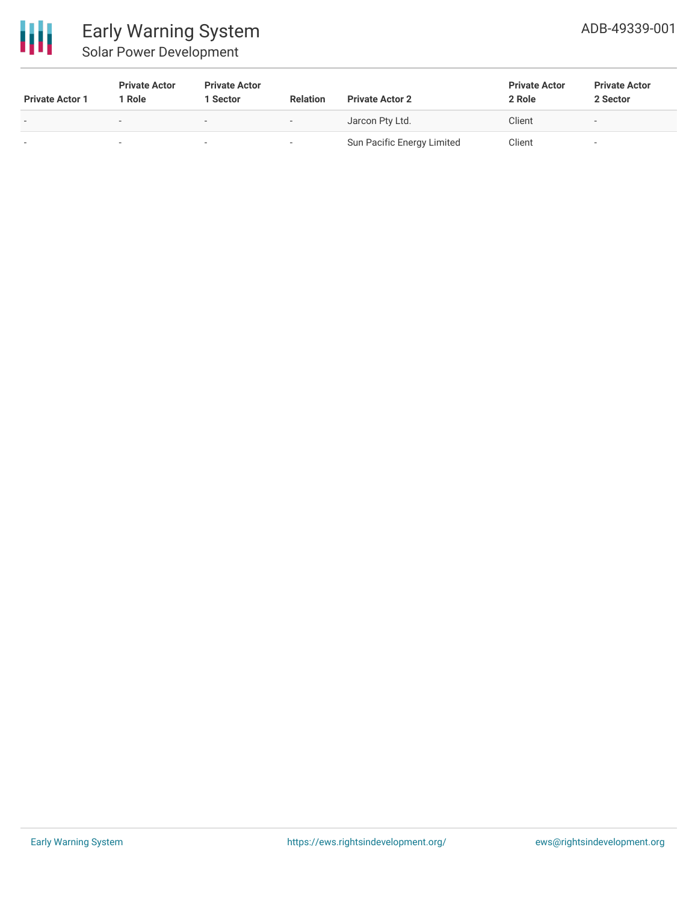| Private Actor 1 | Private Actor 1 Role | Private Actor 1 Sector | Relation | Private Actor 2 | Private Actor 2 Role | Private Actor 2 Sector |
|---|---|---|---|---|---|---|
| - | - | - | - | Jarcon Pty Ltd. | Client | - |
| - | - | - | - | Sun Pacific Energy Limited | Client | - |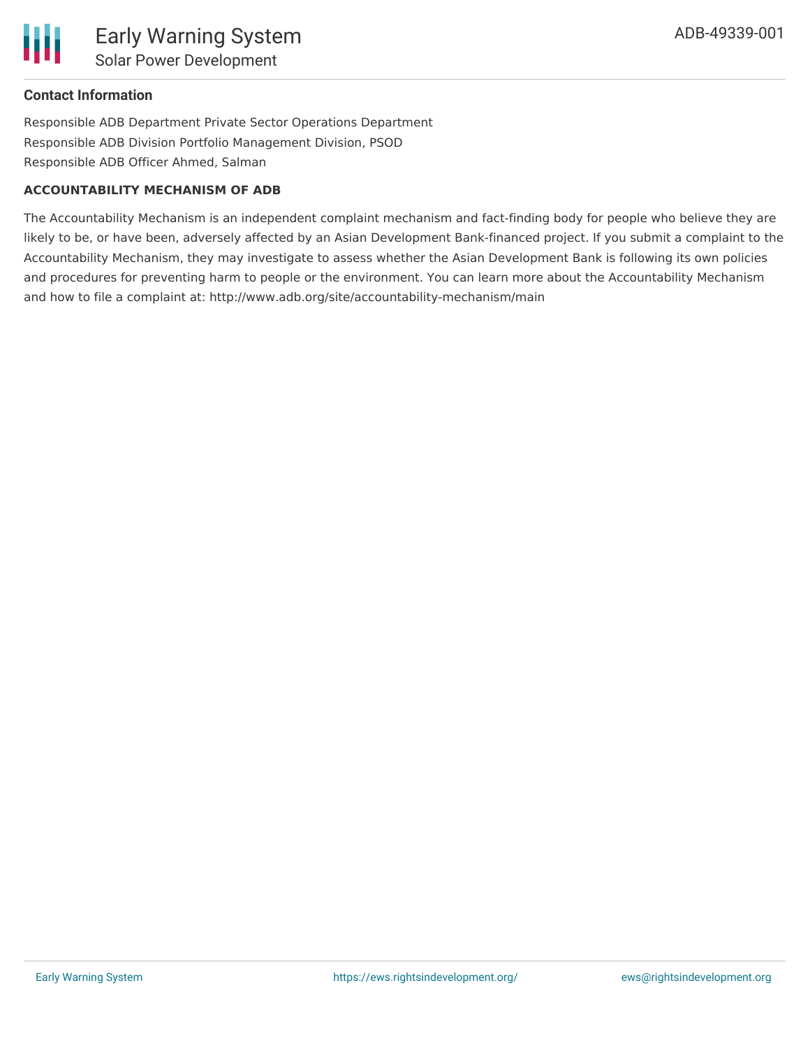### Contact Information

Responsible ADB Department Private Sector Operations Department
Responsible ADB Division Portfolio Management Division, PSOD
Responsible ADB Officer Ahmed, Salman

#### ACCOUNTABILITY MECHANISM OF ADB

The Accountability Mechanism is an independent complaint mechanism and fact-finding body for people who believe they are likely to be, or have been, adversely affected by an Asian Development Bank-financed project. If you submit a complaint to the Accountability Mechanism, they may investigate to assess whether the Asian Development Bank is following its own policies and procedures for preventing harm to people or the environment. You can learn more about the Accountability Mechanism and how to file a complaint at: http://www.adb.org/site/accountability-mechanism/main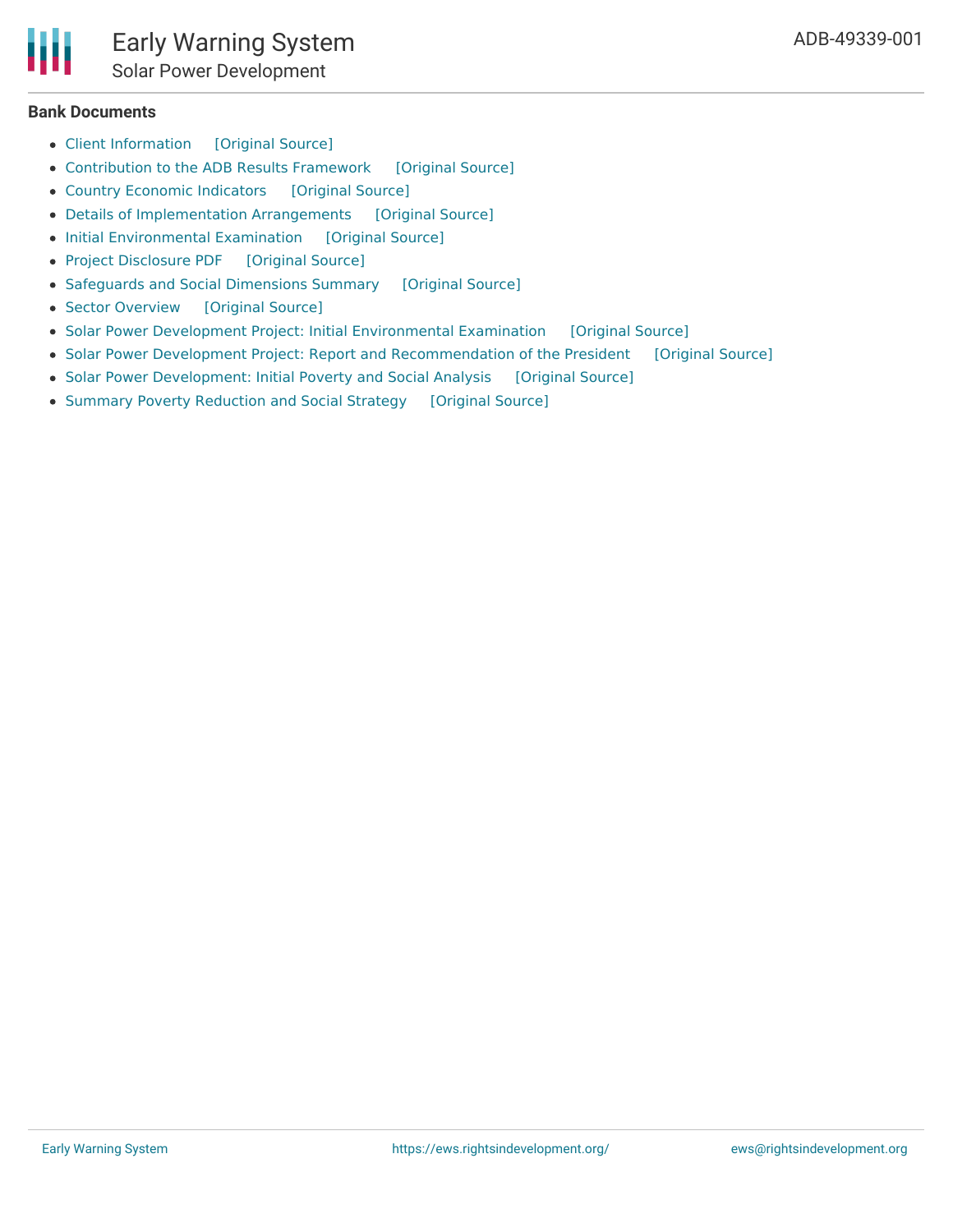### Bank Documents

- Client Information [Original Source]
- Contribution to the ADB Results Framework [Original Source]
- Country Economic Indicators [Original Source]
- Details of Implementation Arrangements [Original Source]
- Initial Environmental Examination [Original Source]
- Project Disclosure PDF [Original Source]
- Safeguards and Social Dimensions Summary [Original Source]
- Sector Overview [Original Source]
- Solar Power Development Project: Initial Environmental Examination [Original Source]
- Solar Power Development Project: Report and Recommendation of the President [Original Source]
- Solar Power Development: Initial Poverty and Social Analysis [Original Source]
- Summary Poverty Reduction and Social Strategy [Original Source]